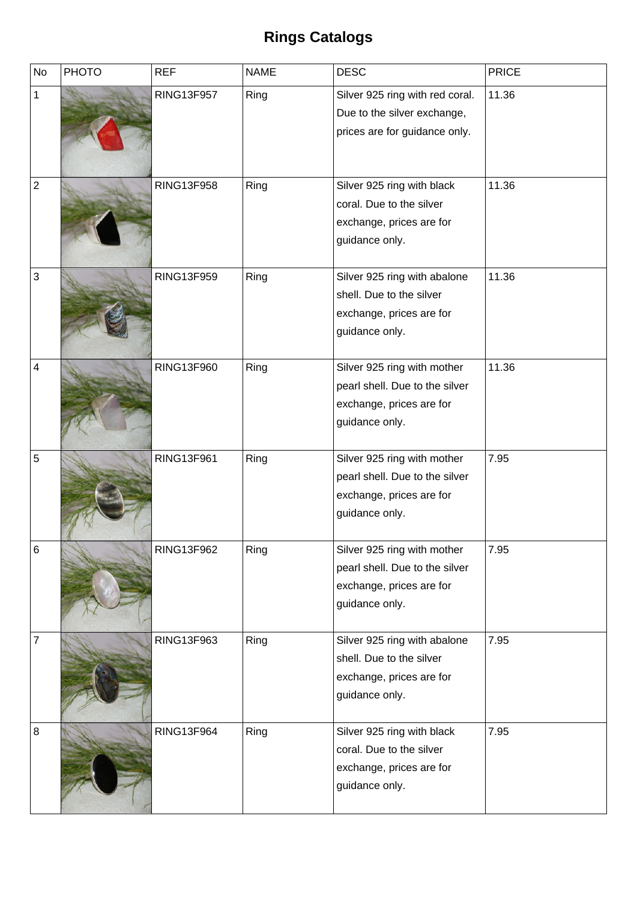# Rings Catalogs

| No | PHOTO | REF | NAME | DESC | PRICE |
|---|---|---|---|---|---|
| 1 | | RING13F957 | Ring | Silver 925 ring with red coral. Due to the silver exchange, prices are for guidance only. | 11.36 |
| 2 | | RING13F958 | Ring | Silver 925 ring with black coral. Due to the silver exchange, prices are for guidance only. | 11.36 |
| 3 | | RING13F959 | Ring | Silver 925 ring with abalone shell. Due to the silver exchange, prices are for guidance only. | 11.36 |
| 4 | | RING13F960 | Ring | Silver 925 ring with mother pearl shell. Due to the silver exchange, prices are for guidance only. | 11.36 |
| 5 | | RING13F961 | Ring | Silver 925 ring with mother pearl shell. Due to the silver exchange, prices are for guidance only. | 7.95 |
| 6 | | RING13F962 | Ring | Silver 925 ring with mother pearl shell. Due to the silver exchange, prices are for guidance only. | 7.95 |
| 7 | | RING13F963 | Ring | Silver 925 ring with abalone shell. Due to the silver exchange, prices are for guidance only. | 7.95 |
| 8 | | RING13F964 | Ring | Silver 925 ring with black coral. Due to the silver exchange, prices are for guidance only. | 7.95 |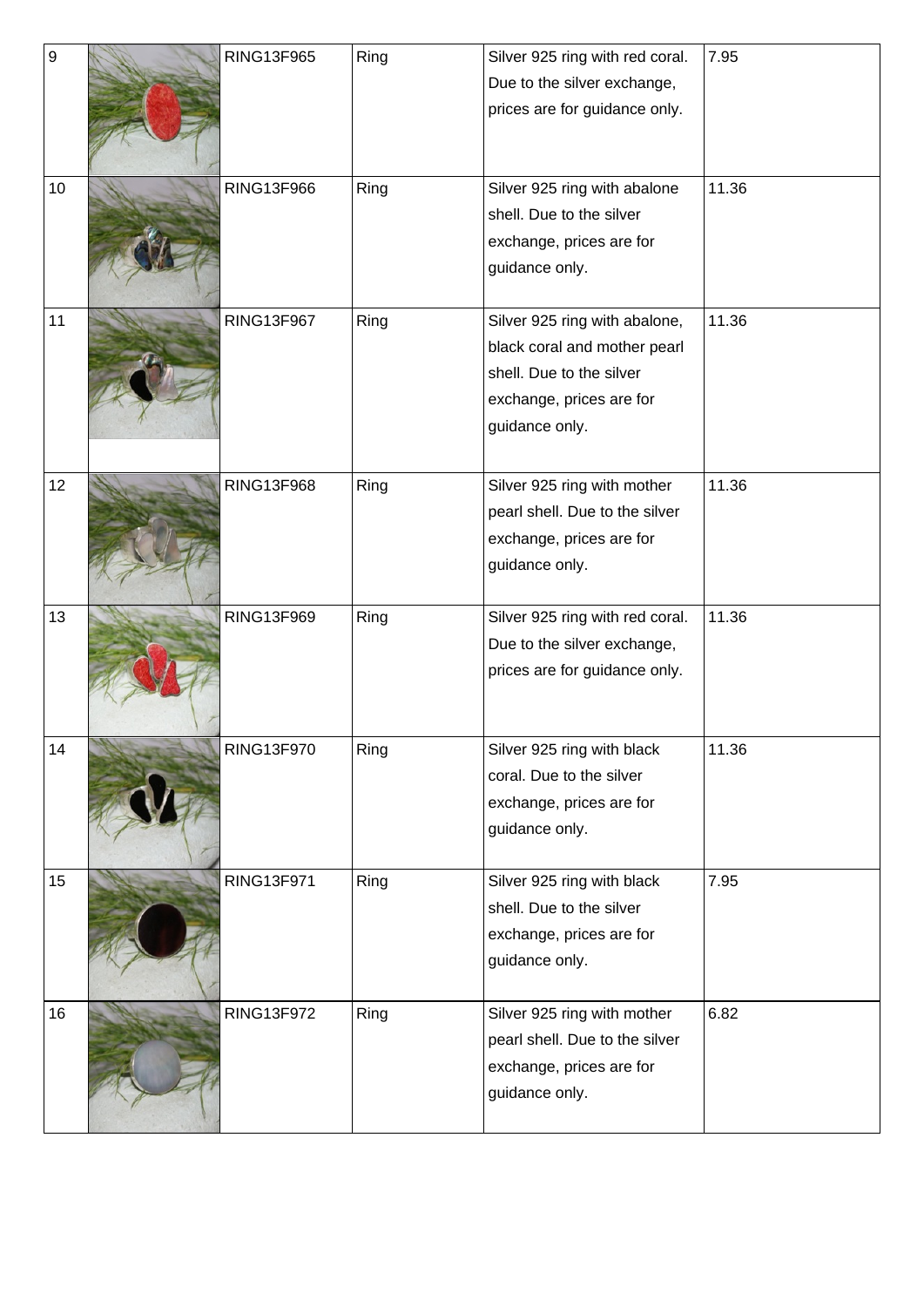| | | | | | |
|---|---|---|---|---|---|
| 9 | | RING13F965 | Ring | Silver 925 ring with red coral. Due to the silver exchange, prices are for guidance only. | 7.95 |
| 10 | | RING13F966 | Ring | Silver 925 ring with abalone shell. Due to the silver exchange, prices are for guidance only. | 11.36 |
| 11 | | RING13F967 | Ring | Silver 925 ring with abalone, black coral and mother pearl shell. Due to the silver exchange, prices are for guidance only. | 11.36 |
| 12 | | RING13F968 | Ring | Silver 925 ring with mother pearl shell. Due to the silver exchange, prices are for guidance only. | 11.36 |
| 13 | | RING13F969 | Ring | Silver 925 ring with red coral. Due to the silver exchange, prices are for guidance only. | 11.36 |
| 14 | | RING13F970 | Ring | Silver 925 ring with black coral. Due to the silver exchange, prices are for guidance only. | 11.36 |
| 15 | | RING13F971 | Ring | Silver 925 ring with black shell. Due to the silver exchange, prices are for guidance only. | 7.95 |
| 16 | | RING13F972 | Ring | Silver 925 ring with mother pearl shell. Due to the silver exchange, prices are for guidance only. | 6.82 |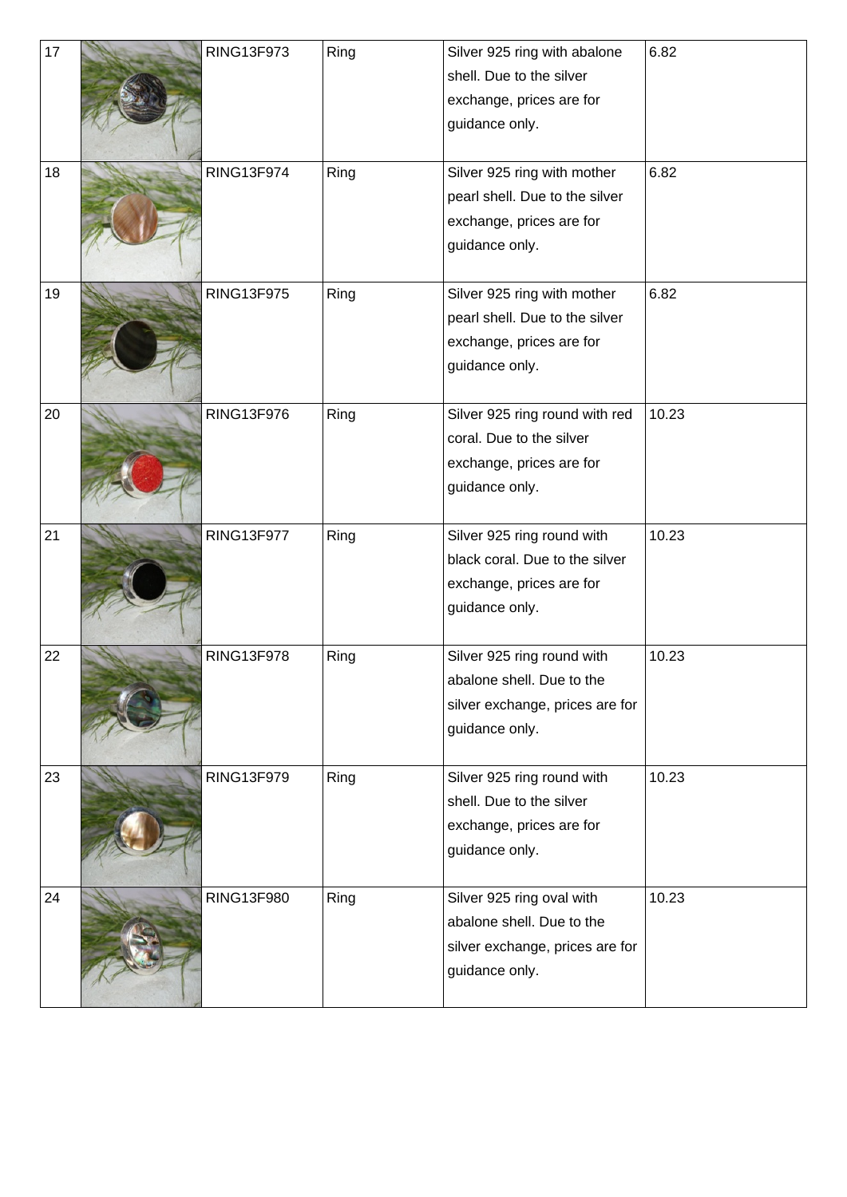| 17 | | RING13F973 | Ring | Silver 925 ring with abalone shell. Due to the silver exchange, prices are for guidance only. | 6.82 |
|---|---|---|---|---|---|
| 18 | | RING13F974 | Ring | Silver 925 ring with mother pearl shell. Due to the silver exchange, prices are for guidance only. | 6.82 |
| 19 | | RING13F975 | Ring | Silver 925 ring with mother pearl shell. Due to the silver exchange, prices are for guidance only. | 6.82 |
| 20 | | RING13F976 | Ring | Silver 925 ring round with red coral. Due to the silver exchange, prices are for guidance only. | 10.23 |
| 21 | | RING13F977 | Ring | Silver 925 ring round with black coral. Due to the silver exchange, prices are for guidance only. | 10.23 |
| 22 | | RING13F978 | Ring | Silver 925 ring round with abalone shell. Due to the silver exchange, prices are for guidance only. | 10.23 |
| 23 | | RING13F979 | Ring | Silver 925 ring round with shell. Due to the silver exchange, prices are for guidance only. | 10.23 |
| 24 | | RING13F980 | Ring | Silver 925 ring oval with abalone shell. Due to the silver exchange, prices are for guidance only. | 10.23 |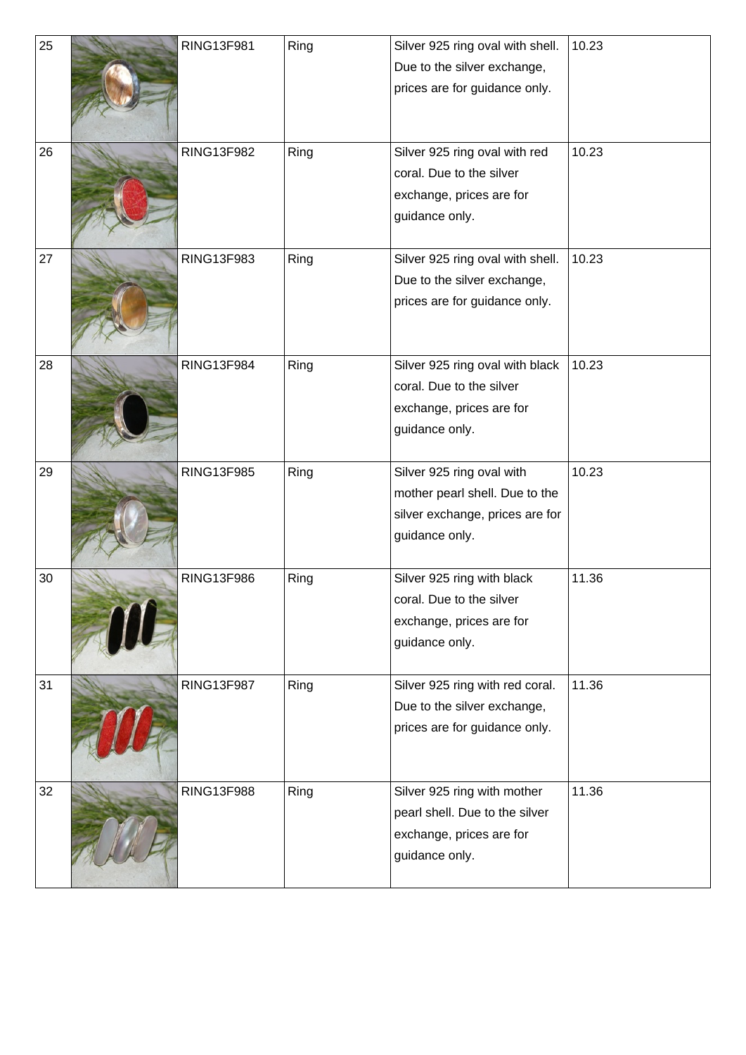| 25 | | RING13F981 | Ring | Silver 925 ring oval with shell. Due to the silver exchange, prices are for guidance only. | 10.23 |
|---|---|---|---|---|---|
| 26 | | RING13F982 | Ring | Silver 925 ring oval with red coral. Due to the silver exchange, prices are for guidance only. | 10.23 |
| 27 | | RING13F983 | Ring | Silver 925 ring oval with shell. Due to the silver exchange, prices are for guidance only. | 10.23 |
| 28 | | RING13F984 | Ring | Silver 925 ring oval with black coral. Due to the silver exchange, prices are for guidance only. | 10.23 |
| 29 | | RING13F985 | Ring | Silver 925 ring oval with mother pearl shell. Due to the silver exchange, prices are for guidance only. | 10.23 |
| 30 | | RING13F986 | Ring | Silver 925 ring with black coral. Due to the silver exchange, prices are for guidance only. | 11.36 |
| 31 | | RING13F987 | Ring | Silver 925 ring with red coral. Due to the silver exchange, prices are for guidance only. | 11.36 |
| 32 | | RING13F988 | Ring | Silver 925 ring with mother pearl shell. Due to the silver exchange, prices are for guidance only. | 11.36 |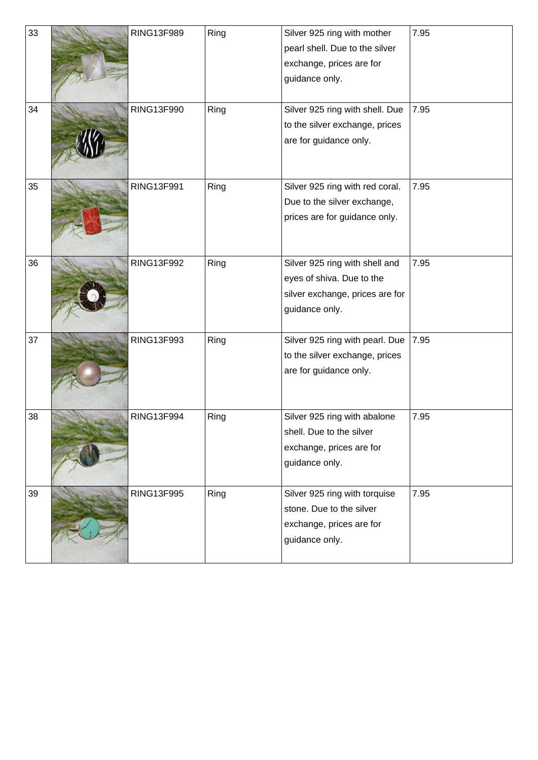| | | | | | |
|---|---|---|---|---|---|
| 33 | | RING13F989 | Ring | Silver 925 ring with mother pearl shell. Due to the silver exchange, prices are for guidance only. | 7.95 |
| 34 | | RING13F990 | Ring | Silver 925 ring with shell. Due to the silver exchange, prices are for guidance only. | 7.95 |
| 35 | | RING13F991 | Ring | Silver 925 ring with red coral. Due to the silver exchange, prices are for guidance only. | 7.95 |
| 36 | | RING13F992 | Ring | Silver 925 ring with shell and eyes of shiva. Due to the silver exchange, prices are for guidance only. | 7.95 |
| 37 | | RING13F993 | Ring | Silver 925 ring with pearl. Due to the silver exchange, prices are for guidance only. | 7.95 |
| 38 | | RING13F994 | Ring | Silver 925 ring with abalone shell. Due to the silver exchange, prices are for guidance only. | 7.95 |
| 39 | | RING13F995 | Ring | Silver 925 ring with torquise stone. Due to the silver exchange, prices are for guidance only. | 7.95 |